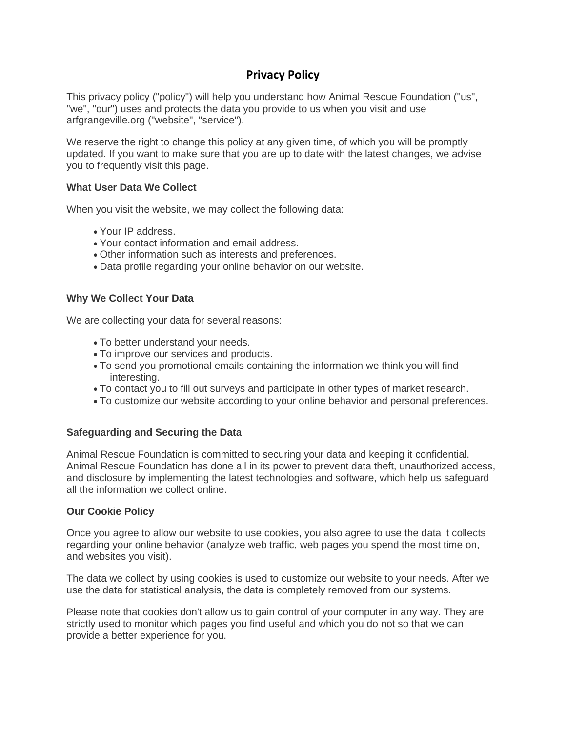# Privacy Policy

This privacy policy ("policy") will help you understand how Animal Rescue Foundation ("us", "we", "our") uses and protects the data you provide to us when you visit and use arfgrangeville.org ("website", "service").

We reserve the right to change this policy at any given time, of which you will be promptly updated. If you want to make sure that you are up to date with the latest changes, we advise you to frequently visit this page.

### What User Data We Collect

When you visit the website, we may collect the following data:

- Your IP address.
- Your contact information and email address.
- Other information such as interests and preferences.
- Data profile regarding your online behavior on our website.

### Why We Collect Your Data

We are collecting your data for several reasons:

- To better understand your needs.
- To improve our services and products.
- To send you promotional emails containing the information we think you will find interesting.
- To contact you to fill out surveys and participate in other types of market research.
- To customize our website according to your online behavior and personal preferences.

### Safeguarding and Securing the Data

Animal Rescue Foundation is committed to securing your data and keeping it confidential. Animal Rescue Foundation has done all in its power to prevent data theft, unauthorized access, and disclosure by implementing the latest technologies and software, which help us safeguard all the information we collect online.

### Our Cookie Policy

Once you agree to allow our website to use cookies, you also agree to use the data it collects regarding your online behavior (analyze web traffic, web pages you spend the most time on, and websites you visit).

The data we collect by using cookies is used to customize our website to your needs. After we use the data for statistical analysis, the data is completely removed from our systems.

Please note that cookies don't allow us to gain control of your computer in any way. They are strictly used to monitor which pages you find useful and which you do not so that we can provide a better experience for you.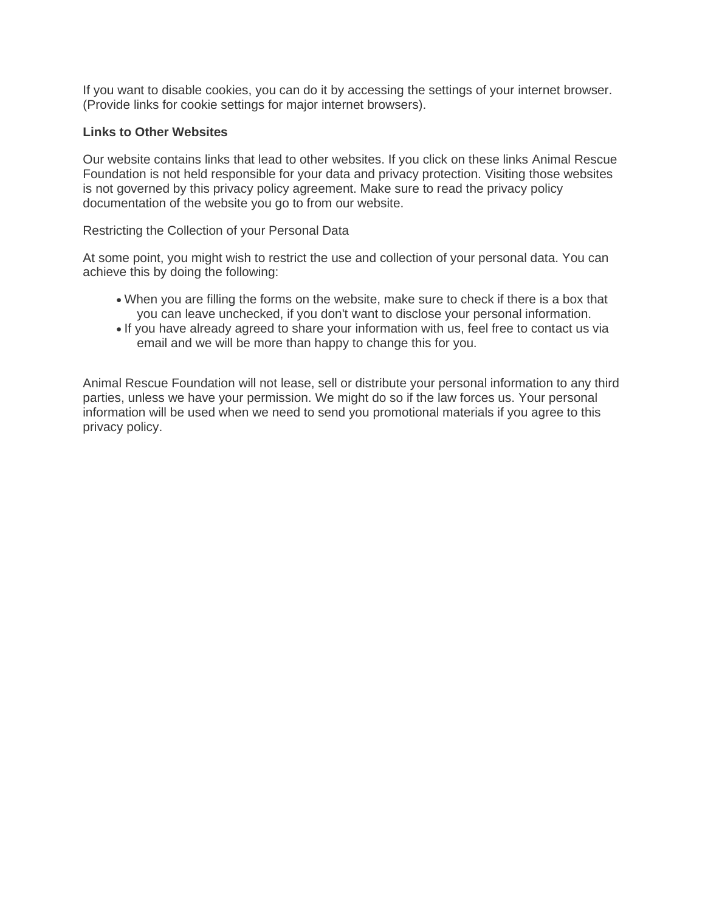If you want to disable cookies, you can do it by accessing the settings of your internet browser. (Provide links for cookie settings for major internet browsers).

**Links to Other Websites**

Our website contains links that lead to other websites. If you click on these links Animal Rescue Foundation is not held responsible for your data and privacy protection. Visiting those websites is not governed by this privacy policy agreement. Make sure to read the privacy policy documentation of the website you go to from our website.

Restricting the Collection of your Personal Data

At some point, you might wish to restrict the use and collection of your personal data. You can achieve this by doing the following:

- When you are filling the forms on the website, make sure to check if there is a box that you can leave unchecked, if you don't want to disclose your personal information.
- If you have already agreed to share your information with us, feel free to contact us via email and we will be more than happy to change this for you.

Animal Rescue Foundation will not lease, sell or distribute your personal information to any third parties, unless we have your permission. We might do so if the law forces us. Your personal information will be used when we need to send you promotional materials if you agree to this privacy policy.